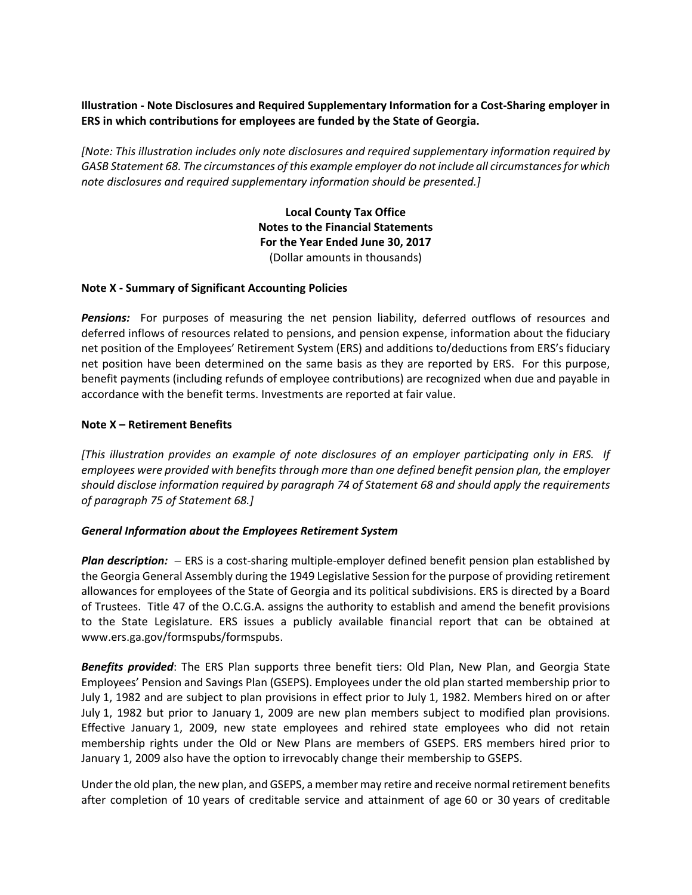**Illustration - Note Disclosures and Required Supplementary Information for a Cost-Sharing employer in ERS in which contributions for employees are funded by the State of Georgia.**

*[Note: This illustration includes only note disclosures and required supplementary information required by GASB Statement 68. The circumstances of this example employer do not include all circumstances for which note disclosures and required supplementary information should be presented.]*

**Local County Tax Office**
**Notes to the Financial Statements**
**For the Year Ended June 30, 2017**
(Dollar amounts in thousands)

**Note X - Summary of Significant Accounting Policies**

***Pensions:*** For purposes of measuring the net pension liability, deferred outflows of resources and deferred inflows of resources related to pensions, and pension expense, information about the fiduciary net position of the Employees' Retirement System (ERS) and additions to/deductions from ERS's fiduciary net position have been determined on the same basis as they are reported by ERS. For this purpose, benefit payments (including refunds of employee contributions) are recognized when due and payable in accordance with the benefit terms. Investments are reported at fair value.

**Note X – Retirement Benefits**

*[This illustration provides an example of note disclosures of an employer participating only in ERS. If employees were provided with benefits through more than one defined benefit pension plan, the employer should disclose information required by paragraph 74 of Statement 68 and should apply the requirements of paragraph 75 of Statement 68.]*

***General Information about the Employees Retirement System***

***Plan description:*** – ERS is a cost-sharing multiple-employer defined benefit pension plan established by the Georgia General Assembly during the 1949 Legislative Session for the purpose of providing retirement allowances for employees of the State of Georgia and its political subdivisions. ERS is directed by a Board of Trustees. Title 47 of the O.C.G.A. assigns the authority to establish and amend the benefit provisions to the State Legislature. ERS issues a publicly available financial report that can be obtained at www.ers.ga.gov/formspubs/formspubs.

***Benefits provided***: The ERS Plan supports three benefit tiers: Old Plan, New Plan, and Georgia State Employees' Pension and Savings Plan (GSEPS). Employees under the old plan started membership prior to July 1, 1982 and are subject to plan provisions in effect prior to July 1, 1982. Members hired on or after July 1, 1982 but prior to January 1, 2009 are new plan members subject to modified plan provisions. Effective January 1, 2009, new state employees and rehired state employees who did not retain membership rights under the Old or New Plans are members of GSEPS. ERS members hired prior to January 1, 2009 also have the option to irrevocably change their membership to GSEPS.

Under the old plan, the new plan, and GSEPS, a member may retire and receive normal retirement benefits after completion of 10 years of creditable service and attainment of age 60 or 30 years of creditable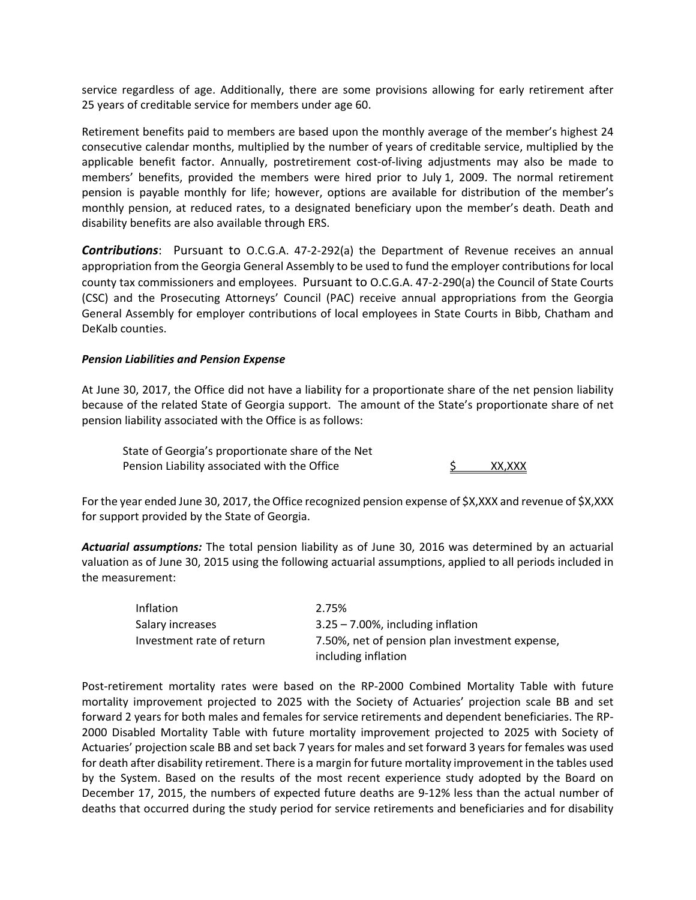service regardless of age. Additionally, there are some provisions allowing for early retirement after 25 years of creditable service for members under age 60.

Retirement benefits paid to members are based upon the monthly average of the member's highest 24 consecutive calendar months, multiplied by the number of years of creditable service, multiplied by the applicable benefit factor. Annually, postretirement cost-of-living adjustments may also be made to members' benefits, provided the members were hired prior to July 1, 2009. The normal retirement pension is payable monthly for life; however, options are available for distribution of the member's monthly pension, at reduced rates, to a designated beneficiary upon the member's death. Death and disability benefits are also available through ERS.

***Contributions***: Pursuant to O.C.G.A. 47-2-292(a) the Department of Revenue receives an annual appropriation from the Georgia General Assembly to be used to fund the employer contributions for local county tax commissioners and employees. Pursuant to O.C.G.A. 47-2-290(a) the Council of State Courts (CSC) and the Prosecuting Attorneys' Council (PAC) receive annual appropriations from the Georgia General Assembly for employer contributions of local employees in State Courts in Bibb, Chatham and DeKalb counties.

***Pension Liabilities and Pension Expense***

At June 30, 2017, the Office did not have a liability for a proportionate share of the net pension liability because of the related State of Georgia support. The amount of the State's proportionate share of net pension liability associated with the Office is as follows:

| | |
|---|---|
| State of Georgia's proportionate share of the Net Pension Liability associated with the Office | $ XX,XXX |

For the year ended June 30, 2017, the Office recognized pension expense of $X,XXX and revenue of $X,XXX for support provided by the State of Georgia.

***Actuarial assumptions:*** The total pension liability as of June 30, 2016 was determined by an actuarial valuation as of June 30, 2015 using the following actuarial assumptions, applied to all periods included in the measurement:

| | |
|---|---|
| Inflation | 2.75% |
| Salary increases | 3.25 – 7.00%, including inflation |
| Investment rate of return | 7.50%, net of pension plan investment expense, including inflation |

Post-retirement mortality rates were based on the RP-2000 Combined Mortality Table with future mortality improvement projected to 2025 with the Society of Actuaries' projection scale BB and set forward 2 years for both males and females for service retirements and dependent beneficiaries. The RP-2000 Disabled Mortality Table with future mortality improvement projected to 2025 with Society of Actuaries' projection scale BB and set back 7 years for males and set forward 3 years for females was used for death after disability retirement. There is a margin for future mortality improvement in the tables used by the System. Based on the results of the most recent experience study adopted by the Board on December 17, 2015, the numbers of expected future deaths are 9-12% less than the actual number of deaths that occurred during the study period for service retirements and beneficiaries and for disability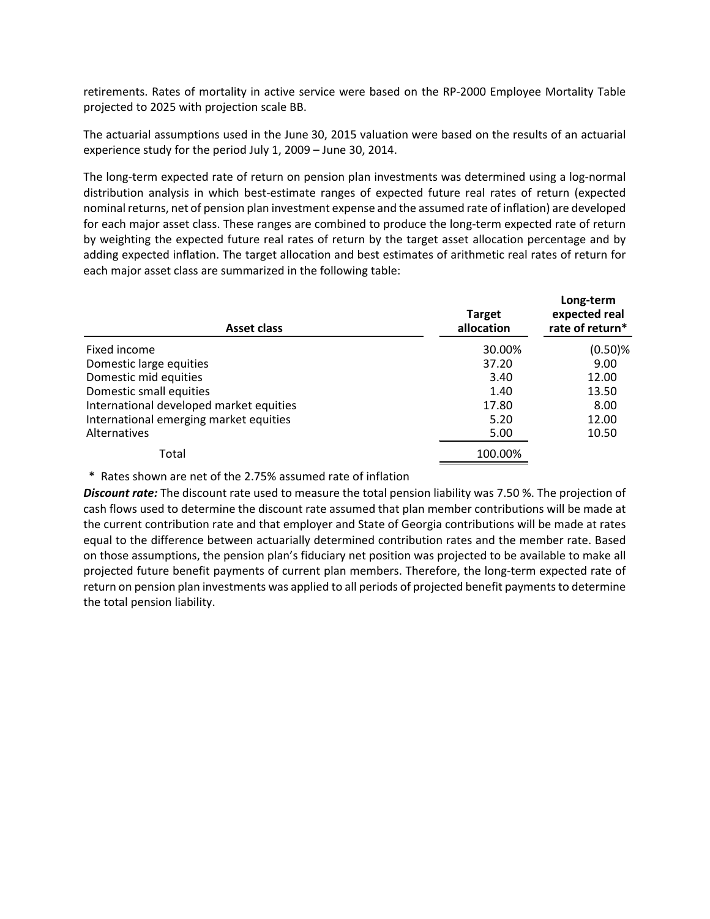retirements. Rates of mortality in active service were based on the RP-2000 Employee Mortality Table projected to 2025 with projection scale BB.

The actuarial assumptions used in the June 30, 2015 valuation were based on the results of an actuarial experience study for the period July 1, 2009 – June 30, 2014.

The long-term expected rate of return on pension plan investments was determined using a log-normal distribution analysis in which best-estimate ranges of expected future real rates of return (expected nominal returns, net of pension plan investment expense and the assumed rate of inflation) are developed for each major asset class. These ranges are combined to produce the long-term expected rate of return by weighting the expected future real rates of return by the target asset allocation percentage and by adding expected inflation. The target allocation and best estimates of arithmetic real rates of return for each major asset class are summarized in the following table:

| Asset class | Target allocation | Long-term expected real rate of return* |
|---|---|---|
| Fixed income | 30.00% | (0.50)% |
| Domestic large equities | 37.20 | 9.00 |
| Domestic mid equities | 3.40 | 12.00 |
| Domestic small equities | 1.40 | 13.50 |
| International developed market equities | 17.80 | 8.00 |
| International emerging market equities | 5.20 | 12.00 |
| Alternatives | 5.00 | 10.50 |
| Total | 100.00% | |

\* Rates shown are net of the 2.75% assumed rate of inflation

***Discount rate:*** The discount rate used to measure the total pension liability was 7.50 %. The projection of cash flows used to determine the discount rate assumed that plan member contributions will be made at the current contribution rate and that employer and State of Georgia contributions will be made at rates equal to the difference between actuarially determined contribution rates and the member rate. Based on those assumptions, the pension plan's fiduciary net position was projected to be available to make all projected future benefit payments of current plan members. Therefore, the long-term expected rate of return on pension plan investments was applied to all periods of projected benefit payments to determine the total pension liability.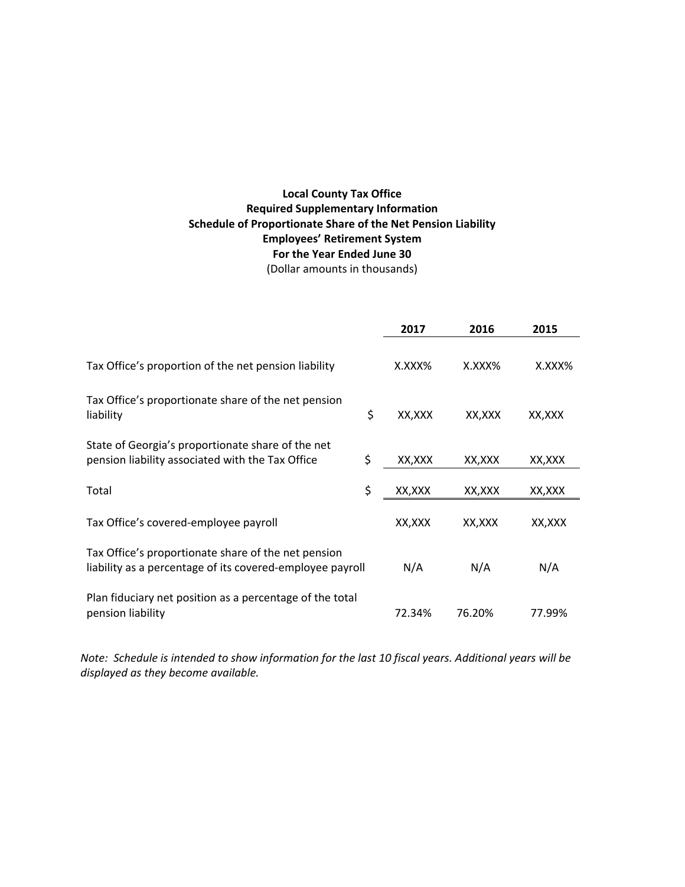**Local County Tax Office**
**Required Supplementary Information**
**Schedule of Proportionate Share of the Net Pension Liability**
**Employees' Retirement System**
**For the Year Ended June 30**
(Dollar amounts in thousands)

| | | **2017** | **2016** | **2015** |
|---|---|---|---|---|
| Tax Office's proportion of the net pension liability | | X.XXX% | X.XXX% | X.XXX% |
| Tax Office's proportionate share of the net pension liability | $ | XX,XXX | XX,XXX | XX,XXX |
| State of Georgia's proportionate share of the net pension liability associated with the Tax Office | $ | XX,XXX | XX,XXX | XX,XXX |
| Total | $ | XX,XXX | XX,XXX | XX,XXX |
| Tax Office's covered-employee payroll | | XX,XXX | XX,XXX | XX,XXX |
| Tax Office's proportionate share of the net pension liability as a percentage of its covered-employee payroll | | N/A | N/A | N/A |
| Plan fiduciary net position as a percentage of the total pension liability | | 72.34% | 76.20% | 77.99% |

*Note: Schedule is intended to show information for the last 10 fiscal years. Additional years will be displayed as they become available.*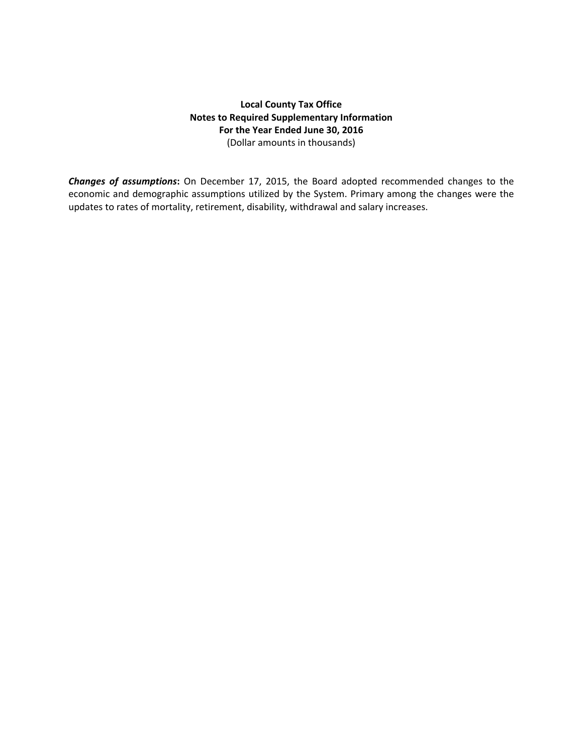**Local County Tax Office**
**Notes to Required Supplementary Information**
**For the Year Ended June 30, 2016**
(Dollar amounts in thousands)

***Changes of assumptions*:** On December 17, 2015, the Board adopted recommended changes to the economic and demographic assumptions utilized by the System. Primary among the changes were the updates to rates of mortality, retirement, disability, withdrawal and salary increases.